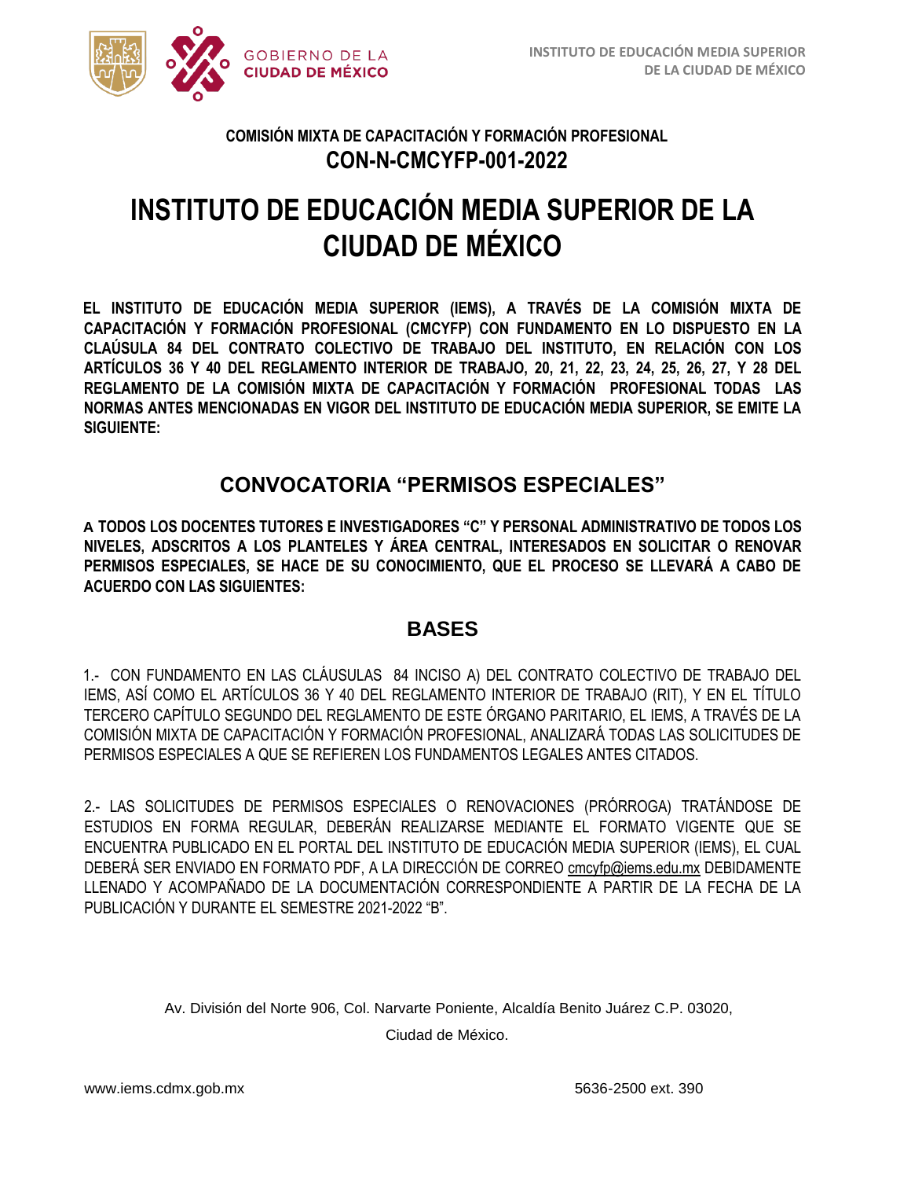COMISIÓN MIXTA DE CAPACITACIÓN Y FORMACIÓN PROFESIONAL
**CON-N-CMCYFP-001-2022**

# INSTITUTO DE EDUCACIÓN MEDIA SUPERIOR DE LA CIUDAD DE MÉXICO

**EL INSTITUTO DE EDUCACIÓN MEDIA SUPERIOR (IEMS), A TRAVÉS DE LA COMISIÓN MIXTA DE CAPACITACIÓN Y FORMACIÓN PROFESIONAL (CMCYFP) CON FUNDAMENTO EN LO DISPUESTO EN LA CLAÚSULA 84 DEL CONTRATO COLECTIVO DE TRABAJO DEL INSTITUTO, EN RELACIÓN CON LOS ARTÍCULOS 36 Y 40 DEL REGLAMENTO INTERIOR DE TRABAJO, 20, 21, 22, 23, 24, 25, 26, 27, Y 28 DEL REGLAMENTO DE LA COMISIÓN MIXTA DE CAPACITACIÓN Y FORMACIÓN PROFESIONAL TODAS LAS NORMAS ANTES MENCIONADAS EN VIGOR DEL INSTITUTO DE EDUCACIÓN MEDIA SUPERIOR, SE EMITE LA SIGUIENTE:**

## CONVOCATORIA "PERMISOS ESPECIALES"

**A TODOS LOS DOCENTES TUTORES E INVESTIGADORES "C" Y PERSONAL ADMINISTRATIVO DE TODOS LOS NIVELES, ADSCRITOS A LOS PLANTELES Y ÁREA CENTRAL, INTERESADOS EN SOLICITAR O RENOVAR PERMISOS ESPECIALES, SE HACE DE SU CONOCIMIENTO, QUE EL PROCESO SE LLEVARÁ A CABO DE ACUERDO CON LAS SIGUIENTES:**

## BASES

1.- CON FUNDAMENTO EN LAS CLÁUSULAS 84 INCISO A) DEL CONTRATO COLECTIVO DE TRABAJO DEL IEMS, ASÍ COMO EL ARTÍCULOS 36 Y 40 DEL REGLAMENTO INTERIOR DE TRABAJO (RIT), Y EN EL TÍTULO TERCERO CAPÍTULO SEGUNDO DEL REGLAMENTO DE ESTE ÓRGANO PARITARIO, EL IEMS, A TRAVÉS DE LA COMISIÓN MIXTA DE CAPACITACIÓN Y FORMACIÓN PROFESIONAL, ANALIZARÁ TODAS LAS SOLICITUDES DE PERMISOS ESPECIALES A QUE SE REFIEREN LOS FUNDAMENTOS LEGALES ANTES CITADOS.

2.- LAS SOLICITUDES DE PERMISOS ESPECIALES O RENOVACIONES (PRÓRROGA) TRATÁNDOSE DE ESTUDIOS EN FORMA REGULAR, DEBERÁN REALIZARSE MEDIANTE EL FORMATO VIGENTE QUE SE ENCUENTRA PUBLICADO EN EL PORTAL DEL INSTITUTO DE EDUCACIÓN MEDIA SUPERIOR (IEMS), EL CUAL DEBERÁ SER ENVIADO EN FORMATO PDF, A LA DIRECCIÓN DE CORREO cmcyfp@iems.edu.mx DEBIDAMENTE LLENADO Y ACOMPAÑADO DE LA DOCUMENTACIÓN CORRESPONDIENTE A PARTIR DE LA FECHA DE LA PUBLICACIÓN Y DURANTE EL SEMESTRE 2021-2022 "B".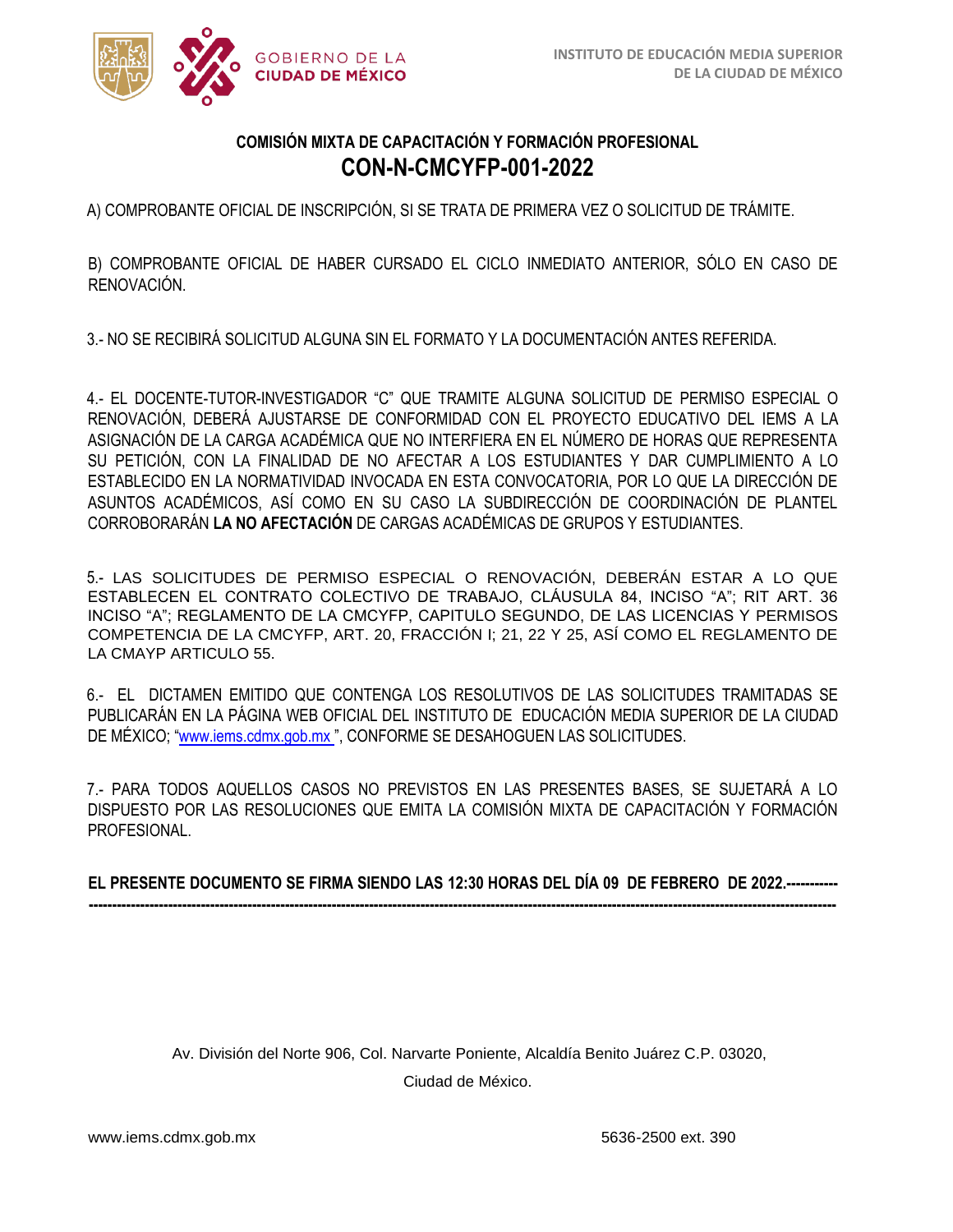## COMISIÓN MIXTA DE CAPACITACIÓN Y FORMACIÓN PROFESIONAL

## CON-N-CMCYFP-001-2022

A) COMPROBANTE OFICIAL DE INSCRIPCIÓN, SI SE TRATA DE PRIMERA VEZ O SOLICITUD DE TRÁMITE.

B) COMPROBANTE OFICIAL DE HABER CURSADO EL CICLO INMEDIATO ANTERIOR, SÓLO EN CASO DE RENOVACIÓN.

3.- NO SE RECIBIRÁ SOLICITUD ALGUNA SIN EL FORMATO Y LA DOCUMENTACIÓN ANTES REFERIDA.

4.- EL DOCENTE-TUTOR-INVESTIGADOR "C" QUE TRAMITE ALGUNA SOLICITUD DE PERMISO ESPECIAL O RENOVACIÓN, DEBERÁ AJUSTARSE DE CONFORMIDAD CON EL PROYECTO EDUCATIVO DEL IEMS A LA ASIGNACIÓN DE LA CARGA ACADÉMICA QUE NO INTERFIERA EN EL NÚMERO DE HORAS QUE REPRESENTA SU PETICIÓN, CON LA FINALIDAD DE NO AFECTAR A LOS ESTUDIANTES Y DAR CUMPLIMIENTO A LO ESTABLECIDO EN LA NORMATIVIDAD INVOCADA EN ESTA CONVOCATORIA, POR LO QUE LA DIRECCIÓN DE ASUNTOS ACADÉMICOS, ASÍ COMO EN SU CASO LA SUBDIRECCIÓN DE COORDINACIÓN DE PLANTEL CORROBORARÁN **LA NO AFECTACIÓN** DE CARGAS ACADÉMICAS DE GRUPOS Y ESTUDIANTES.

5.- LAS SOLICITUDES DE PERMISO ESPECIAL O RENOVACIÓN, DEBERÁN ESTAR A LO QUE ESTABLECEN EL CONTRATO COLECTIVO DE TRABAJO, CLÁUSULA 84, INCISO "A"; RIT ART. 36 INCISO "A"; REGLAMENTO DE LA CMCYFP, CAPITULO SEGUNDO, DE LAS LICENCIAS Y PERMISOS COMPETENCIA DE LA CMCYFP, ART. 20, FRACCIÓN I; 21, 22 Y 25, ASÍ COMO EL REGLAMENTO DE LA CMAYP ARTICULO 55.

6.- EL DICTAMEN EMITIDO QUE CONTENGA LOS RESOLUTIVOS DE LAS SOLICITUDES TRAMITADAS SE PUBLICARÁN EN LA PÁGINA WEB OFICIAL DEL INSTITUTO DE EDUCACIÓN MEDIA SUPERIOR DE LA CIUDAD DE MÉXICO; "www.iems.cdmx.gob.mx ", CONFORME SE DESAHOGUEN LAS SOLICITUDES.

7.- PARA TODOS AQUELLOS CASOS NO PREVISTOS EN LAS PRESENTES BASES, SE SUJETARÁ A LO DISPUESTO POR LAS RESOLUCIONES QUE EMITA LA COMISIÓN MIXTA DE CAPACITACIÓN Y FORMACIÓN PROFESIONAL.

**EL PRESENTE DOCUMENTO SE FIRMA SIENDO LAS 12:30 HORAS DEL DÍA 09 DE FEBRERO DE 2022.-----------**
**------------------------------------------------------------------------------------------------------------------------------------------------------**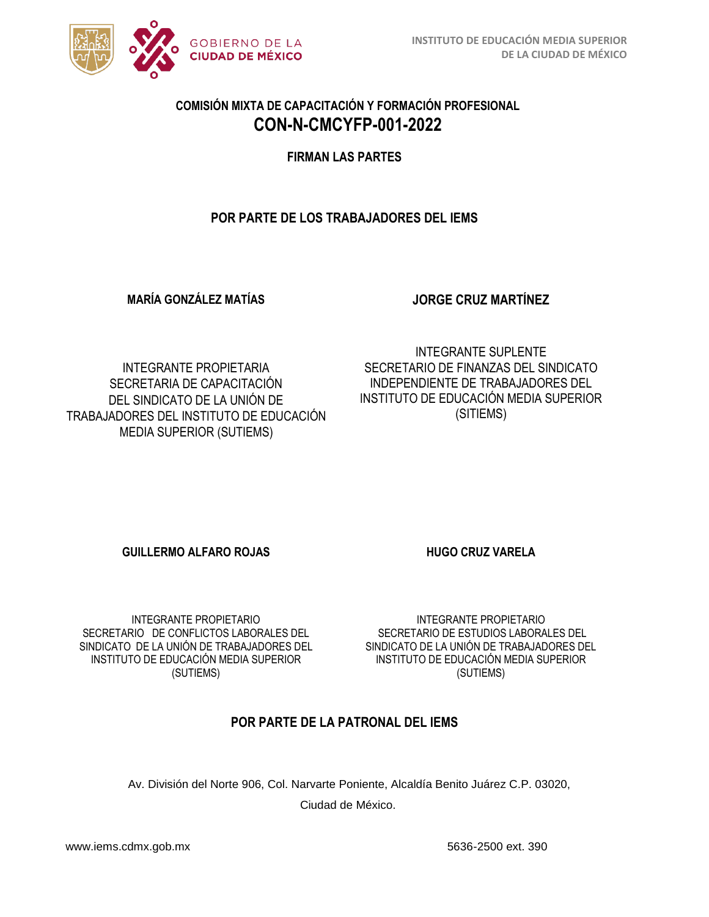**COMISIÓN MIXTA DE CAPACITACIÓN Y FORMACIÓN PROFESIONAL**

## CON-N-CMCYFP-001-2022

**FIRMAN LAS PARTES**

**POR PARTE DE LOS TRABAJADORES DEL IEMS**

**MARÍA GONZÁLEZ MATÍAS**

INTEGRANTE PROPIETARIA
SECRETARIA DE CAPACITACIÓN
DEL SINDICATO DE LA UNIÓN DE
TRABAJADORES DEL INSTITUTO DE EDUCACIÓN
MEDIA SUPERIOR (SUTIEMS)

**JORGE CRUZ MARTÍNEZ**

INTEGRANTE SUPLENTE
SECRETARIO DE FINANZAS DEL SINDICATO
INDEPENDIENTE DE TRABAJADORES DEL
INSTITUTO DE EDUCACIÓN MEDIA SUPERIOR
(SITIEMS)

**GUILLERMO ALFARO ROJAS**

INTEGRANTE PROPIETARIO
SECRETARIO DE CONFLICTOS LABORALES DEL
SINDICATO DE LA UNIÓN DE TRABAJADORES DEL
INSTITUTO DE EDUCACIÓN MEDIA SUPERIOR
(SUTIEMS)

**HUGO CRUZ VARELA**

INTEGRANTE PROPIETARIO
SECRETARIO DE ESTUDIOS LABORALES DEL
SINDICATO DE LA UNIÓN DE TRABAJADORES DEL
INSTITUTO DE EDUCACIÓN MEDIA SUPERIOR
(SUTIEMS)

**POR PARTE DE LA PATRONAL DEL IEMS**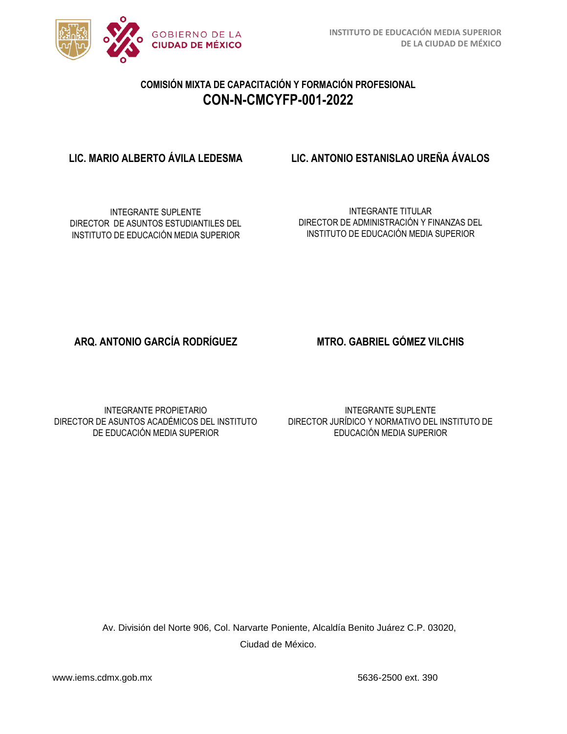**COMISIÓN MIXTA DE CAPACITACIÓN Y FORMACIÓN PROFESIONAL**

**CON-N-CMCYFP-001-2022**

**LIC. MARIO ALBERTO ÁVILA LEDESMA**

INTEGRANTE SUPLENTE
DIRECTOR DE ASUNTOS ESTUDIANTILES DEL INSTITUTO DE EDUCACIÓN MEDIA SUPERIOR

**LIC. ANTONIO ESTANISLAO UREÑA ÁVALOS**

INTEGRANTE TITULAR
DIRECTOR DE ADMINISTRACIÓN Y FINANZAS DEL INSTITUTO DE EDUCACIÓN MEDIA SUPERIOR

**ARQ. ANTONIO GARCÍA RODRÍGUEZ**

INTEGRANTE PROPIETARIO
DIRECTOR DE ASUNTOS ACADÉMICOS DEL INSTITUTO DE EDUCACIÓN MEDIA SUPERIOR

**MTRO. GABRIEL GÓMEZ VILCHIS**

INTEGRANTE SUPLENTE
DIRECTOR JURÍDICO Y NORMATIVO DEL INSTITUTO DE EDUCACIÓN MEDIA SUPERIOR